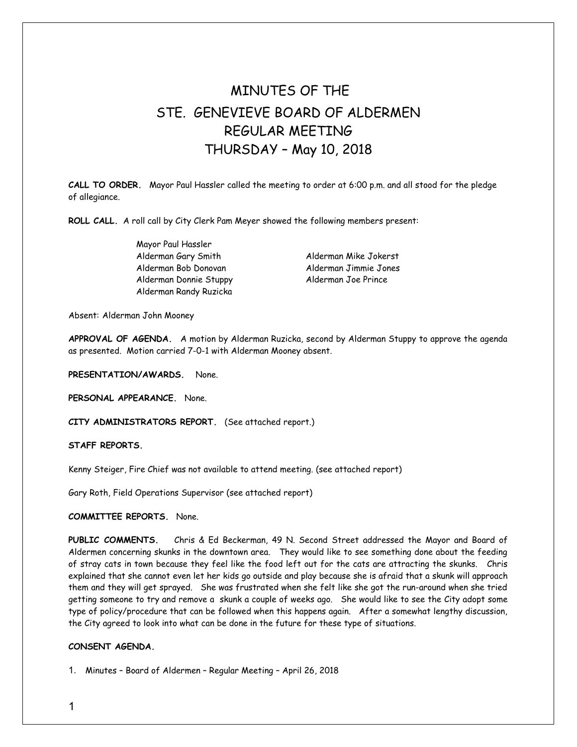# MINUTES OF THE
# STE. GENEVIEVE BOARD OF ALDERMEN
# REGULAR MEETING
# THURSDAY – May 10, 2018

**CALL TO ORDER.** Mayor Paul Hassler called the meeting to order at 6:00 p.m. and all stood for the pledge of allegiance.

**ROLL CALL.** A roll call by City Clerk Pam Meyer showed the following members present:

Mayor Paul Hassler
Alderman Gary Smith
Alderman Bob Donovan
Alderman Donnie Stuppy
Alderman Randy Ruzicka
Alderman Mike Jokerst
Alderman Jimmie Jones
Alderman Joe Prince

Absent: Alderman John Mooney

**APPROVAL OF AGENDA.** A motion by Alderman Ruzicka, second by Alderman Stuppy to approve the agenda as presented. Motion carried 7-0-1 with Alderman Mooney absent.

**PRESENTATION/AWARDS.** None.

**PERSONAL APPEARANCE.** None.

**CITY ADMINISTRATORS REPORT.** (See attached report.)

**STAFF REPORTS.**

Kenny Steiger, Fire Chief was not available to attend meeting. (see attached report)

Gary Roth, Field Operations Supervisor (see attached report)

**COMMITTEE REPORTS.** None.

**PUBLIC COMMENTS.** Chris & Ed Beckerman, 49 N. Second Street addressed the Mayor and Board of Aldermen concerning skunks in the downtown area. They would like to see something done about the feeding of stray cats in town because they feel like the food left out for the cats are attracting the skunks. Chris explained that she cannot even let her kids go outside and play because she is afraid that a skunk will approach them and they will get sprayed. She was frustrated when she felt like she got the run-around when she tried getting someone to try and remove a skunk a couple of weeks ago. She would like to see the City adopt some type of policy/procedure that can be followed when this happens again. After a somewhat lengthy discussion, the City agreed to look into what can be done in the future for these type of situations.

**CONSENT AGENDA.**

1. Minutes – Board of Aldermen – Regular Meeting – April 26, 2018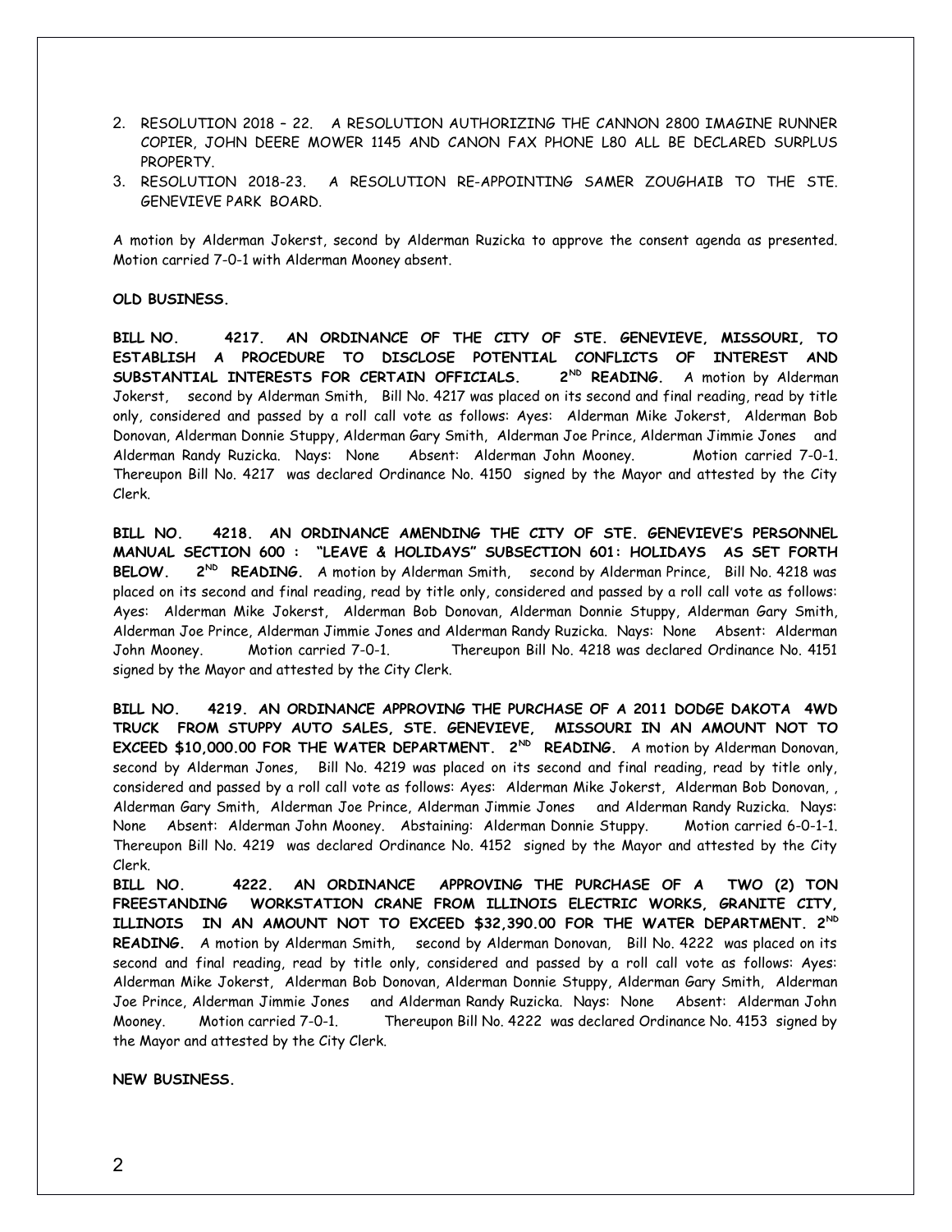2. RESOLUTION 2018 – 22. A RESOLUTION AUTHORIZING THE CANNON 2800 IMAGINE RUNNER COPIER, JOHN DEERE MOWER 1145 AND CANON FAX PHONE L80 ALL BE DECLARED SURPLUS PROPERTY.
3. RESOLUTION 2018-23. A RESOLUTION RE-APPOINTING SAMER ZOUGHAIB TO THE STE. GENEVIEVE PARK BOARD.

A motion by Alderman Jokerst, second by Alderman Ruzicka to approve the consent agenda as presented. Motion carried 7-0-1 with Alderman Mooney absent.

**OLD BUSINESS.**

**BILL NO. 4217. AN ORDINANCE OF THE CITY OF STE. GENEVIEVE, MISSOURI, TO ESTABLISH A PROCEDURE TO DISCLOSE POTENTIAL CONFLICTS OF INTEREST AND SUBSTANTIAL INTERESTS FOR CERTAIN OFFICIALS. 2ND READING.** A motion by Alderman Jokerst, second by Alderman Smith, Bill No. 4217 was placed on its second and final reading, read by title only, considered and passed by a roll call vote as follows: Ayes: Alderman Mike Jokerst, Alderman Bob Donovan, Alderman Donnie Stuppy, Alderman Gary Smith, Alderman Joe Prince, Alderman Jimmie Jones and Alderman Randy Ruzicka. Nays: None Absent: Alderman John Mooney. Motion carried 7-0-1. Thereupon Bill No. 4217 was declared Ordinance No. 4150 signed by the Mayor and attested by the City Clerk.

**BILL NO. 4218. AN ORDINANCE AMENDING THE CITY OF STE. GENEVIEVE'S PERSONNEL MANUAL SECTION 600 : "LEAVE & HOLIDAYS" SUBSECTION 601: HOLIDAYS AS SET FORTH BELOW. 2ND READING.** A motion by Alderman Smith, second by Alderman Prince, Bill No. 4218 was placed on its second and final reading, read by title only, considered and passed by a roll call vote as follows: Ayes: Alderman Mike Jokerst, Alderman Bob Donovan, Alderman Donnie Stuppy, Alderman Gary Smith, Alderman Joe Prince, Alderman Jimmie Jones and Alderman Randy Ruzicka. Nays: None Absent: Alderman John Mooney. Motion carried 7-0-1. Thereupon Bill No. 4218 was declared Ordinance No. 4151 signed by the Mayor and attested by the City Clerk.

**BILL NO. 4219. AN ORDINANCE APPROVING THE PURCHASE OF A 2011 DODGE DAKOTA 4WD TRUCK FROM STUPPY AUTO SALES, STE. GENEVIEVE, MISSOURI IN AN AMOUNT NOT TO EXCEED $10,000.00 FOR THE WATER DEPARTMENT. 2ND READING.** A motion by Alderman Donovan, second by Alderman Jones, Bill No. 4219 was placed on its second and final reading, read by title only, , considered and passed by a roll call vote as follows: Ayes: Alderman Mike Jokerst, Alderman Bob Donovan, , Alderman Gary Smith, Alderman Joe Prince, Alderman Jimmie Jones and Alderman Randy Ruzicka. Nays: None Absent: Alderman John Mooney. Abstaining: Alderman Donnie Stuppy. Motion carried 6-0-1-1. Thereupon Bill No. 4219 was declared Ordinance No. 4152 signed by the Mayor and attested by the City Clerk.

**BILL NO. 4222. AN ORDINANCE APPROVING THE PURCHASE OF A TWO (2) TON FREESTANDING WORKSTATION CRANE FROM ILLINOIS ELECTRIC WORKS, GRANITE CITY, ILLINOIS IN AN AMOUNT NOT TO EXCEED $32,390.00 FOR THE WATER DEPARTMENT. 2ND READING.** A motion by Alderman Smith, second by Alderman Donovan, Bill No. 4222 was placed on its second and final reading, read by title only, considered and passed by a roll call vote as follows: Ayes: Alderman Mike Jokerst, Alderman Bob Donovan, Alderman Donnie Stuppy, Alderman Gary Smith, Alderman Joe Prince, Alderman Jimmie Jones and Alderman Randy Ruzicka. Nays: None Absent: Alderman John Mooney. Motion carried 7-0-1. Thereupon Bill No. 4222 was declared Ordinance No. 4153 signed by the Mayor and attested by the City Clerk.

**NEW BUSINESS.**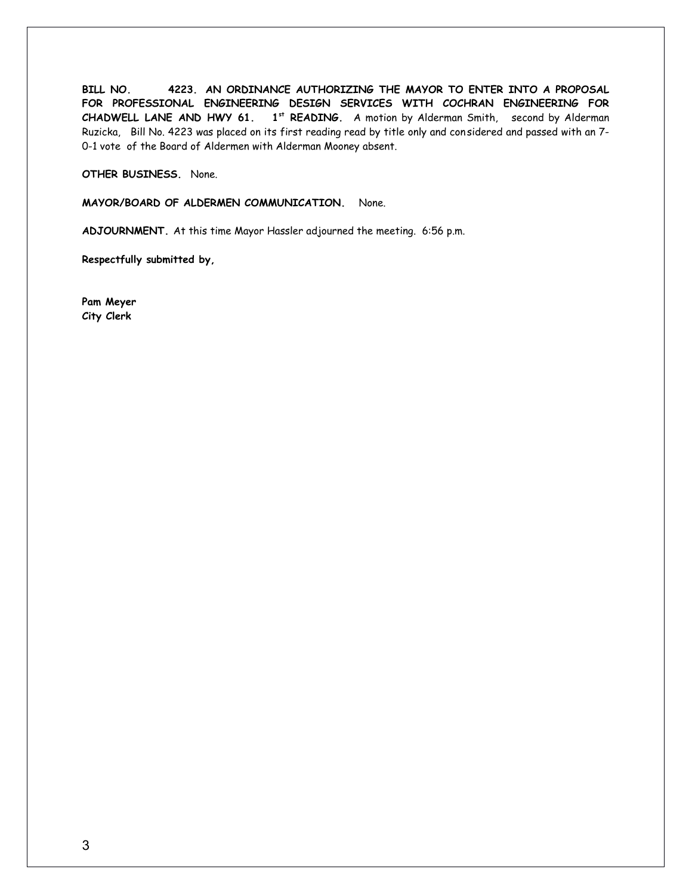**BILL NO. 4223. AN ORDINANCE AUTHORIZING THE MAYOR TO ENTER INTO A PROPOSAL FOR PROFESSIONAL ENGINEERING DESIGN SERVICES WITH COCHRAN ENGINEERING FOR CHADWELL LANE AND HWY 61. 1st READING.** A motion by Alderman Smith, second by Alderman Ruzicka, Bill No. 4223 was placed on its first reading read by title only and considered and passed with an 7-0-1 vote of the Board of Aldermen with Alderman Mooney absent.

**OTHER BUSINESS.** None.

**MAYOR/BOARD OF ALDERMEN COMMUNICATION.** None.

**ADJOURNMENT.** At this time Mayor Hassler adjourned the meeting. 6:56 p.m.

**Respectfully submitted by,**

**Pam Meyer**
**City Clerk**